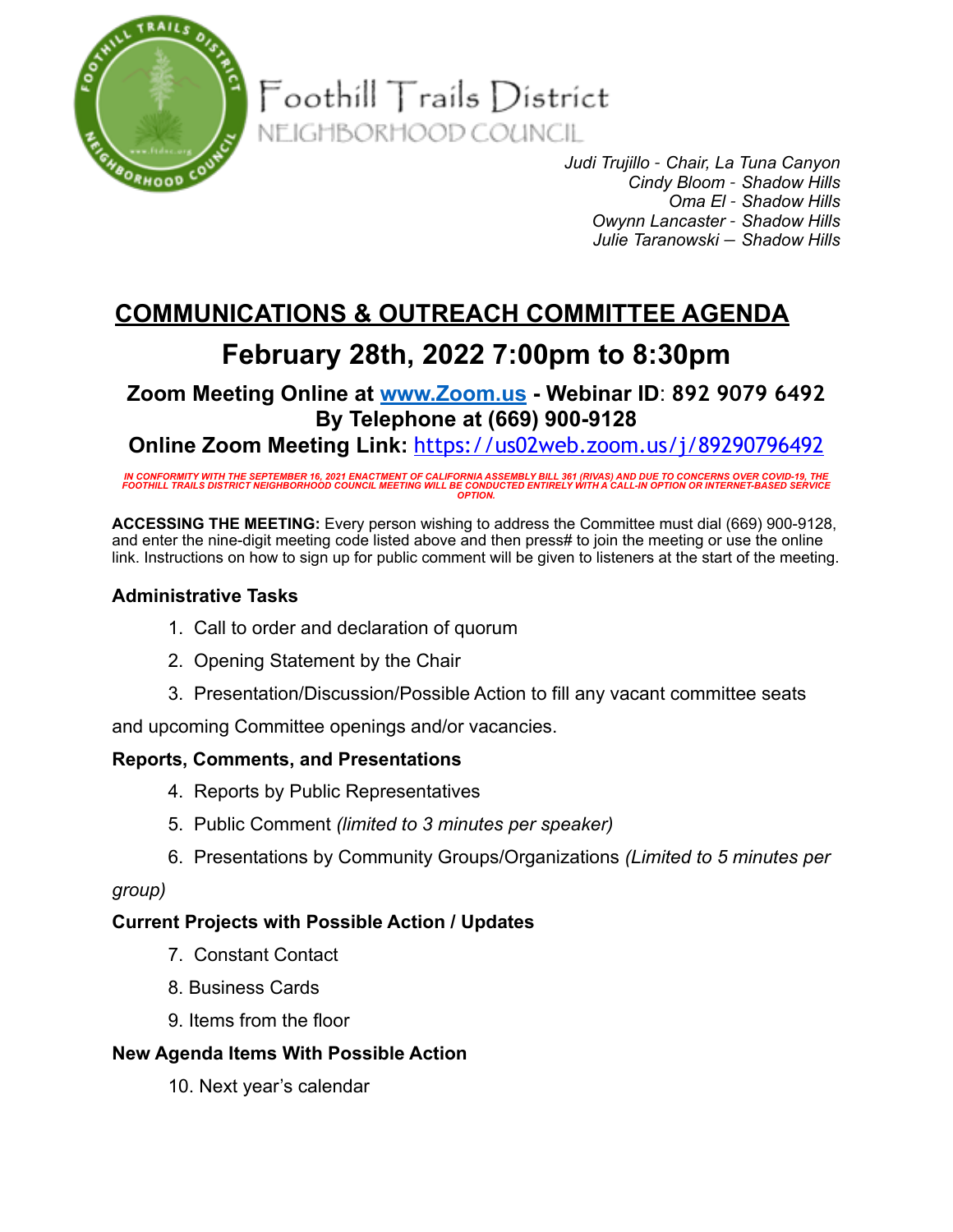# Foothill Trails District

NEIGHBORHOOD COUNCIL

*Judi Trujillo - Chair, La Tuna Canyon*
*Cindy Bloom - Shadow Hills*
*Oma El - Shadow Hills*
*Owynn Lancaster - Shadow Hills*
*Julie Taranowski – Shadow Hills*

## COMMUNICATIONS & OUTREACH COMMITTEE AGENDA

## February 28th, 2022 7:00pm to 8:30pm

### Zoom Meeting Online at www.Zoom.us - Webinar ID: 892 9079 6492
### By Telephone at (669) 900-9128
### Online Zoom Meeting Link: https://us02web.zoom.us/j/89290796492

*IN CONFORMITY WITH THE SEPTEMBER 16, 2021 ENACTMENT OF CALIFORNIA ASSEMBLY BILL 361 (RIVAS) AND DUE TO CONCERNS OVER COVID-19, THE FOOTHILL TRAILS DISTRICT NEIGHBORHOOD COUNCIL MEETING WILL BE CONDUCTED ENTIRELY WITH A CALL-IN OPTION OR INTERNET-BASED SERVICE OPTION.*

**ACCESSING THE MEETING:** Every person wishing to address the Committee must dial (669) 900-9128, and enter the nine-digit meeting code listed above and then press# to join the meeting or use the online link. Instructions on how to sign up for public comment will be given to listeners at the start of the meeting.

**Administrative Tasks**

1. Call to order and declaration of quorum
2. Opening Statement by the Chair
3. Presentation/Discussion/Possible Action to fill any vacant committee seats and upcoming Committee openings and/or vacancies.

**Reports, Comments, and Presentations**

4. Reports by Public Representatives
5. Public Comment *(limited to 3 minutes per speaker)*
6. Presentations by Community Groups/Organizations *(Limited to 5 minutes per group)*

**Current Projects with Possible Action / Updates**

7. Constant Contact
8. Business Cards
9. Items from the floor

**New Agenda Items With Possible Action**

10. Next year's calendar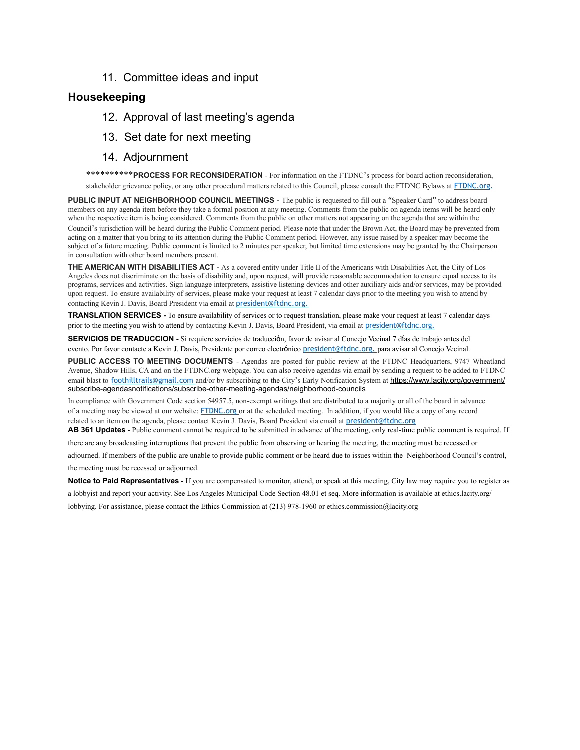11. Committee ideas and input

## Housekeeping

12. Approval of last meeting's agenda
13. Set date for next meeting
14. Adjournment

**********PROCESS FOR RECONSIDERATION** - For information on the FTDNC's process for board action reconsideration, stakeholder grievance policy, or any other procedural matters related to this Council, please consult the FTDNC Bylaws at FTDNC.org.

**PUBLIC INPUT AT NEIGHBORHOOD COUNCIL MEETINGS** - The public is requested to fill out a "Speaker Card" to address board members on any agenda item before they take a formal position at any meeting. Comments from the public on agenda items will be heard only when the respective item is being considered. Comments from the public on other matters not appearing on the agenda that are within the Council's jurisdiction will be heard during the Public Comment period. Please note that under the Brown Act, the Board may be prevented from acting on a matter that you bring to its attention during the Public Comment period. However, any issue raised by a speaker may become the subject of a future meeting. Public comment is limited to 2 minutes per speaker, but limited time extensions may be granted by the Chairperson in consultation with other board members present.

**THE AMERICAN WITH DISABILITIES ACT** - As a covered entity under Title II of the Americans with Disabilities Act, the City of Los Angeles does not discriminate on the basis of disability and, upon request, will provide reasonable accommodation to ensure equal access to its programs, services and activities. Sign language interpreters, assistive listening devices and other auxiliary aids and/or services, may be provided upon request. To ensure availability of services, please make your request at least 7 calendar days prior to the meeting you wish to attend by contacting Kevin J. Davis, Board President via email at president@ftdnc.org.

**TRANSLATION SERVICES -** To ensure availability of services or to request translation, please make your request at least 7 calendar days prior to the meeting you wish to attend by contacting Kevin J. Davis, Board President, via email at president@ftdnc.org.

**SERVICIOS DE TRADUCCION -** Si requiere servicios de traducción, favor de avisar al Concejo Vecinal 7 días de trabajo antes del evento. Por favor contacte a Kevin J. Davis, Presidente por correo electrónico president@ftdnc.org. para avisar al Concejo Vecinal.

**PUBLIC ACCESS TO MEETING DOCUMENTS** - Agendas are posted for public review at the FTDNC Headquarters, 9747 Wheatland Avenue, Shadow Hills, CA and on the FTDNC.org webpage. You can also receive agendas via email by sending a request to be added to FTDNC email blast to foothilltrails@gmail.com and/or by subscribing to the City's Early Notification System at https://www.lacity.org/government/subscribe-agendasnotifications/subscribe-other-meeting-agendas/neighborhood-councils

In compliance with Government Code section 54957.5, non-exempt writings that are distributed to a majority or all of the board in advance of a meeting may be viewed at our website: FTDNC.org or at the scheduled meeting. In addition, if you would like a copy of any record related to an item on the agenda, please contact Kevin J. Davis, Board President via email at president@ftdnc.org

**AB 361 Updates** - Public comment cannot be required to be submitted in advance of the meeting, only real-time public comment is required. If there are any broadcasting interruptions that prevent the public from observing or hearing the meeting, the meeting must be recessed or adjourned. If members of the public are unable to provide public comment or be heard due to issues within the Neighborhood Council's control, the meeting must be recessed or adjourned.

**Notice to Paid Representatives** - If you are compensated to monitor, attend, or speak at this meeting, City law may require you to register as a lobbyist and report your activity. See Los Angeles Municipal Code Section 48.01 et seq. More information is available at ethics.lacity.org/lobbying. For assistance, please contact the Ethics Commission at (213) 978-1960 or ethics.commission@lacity.org